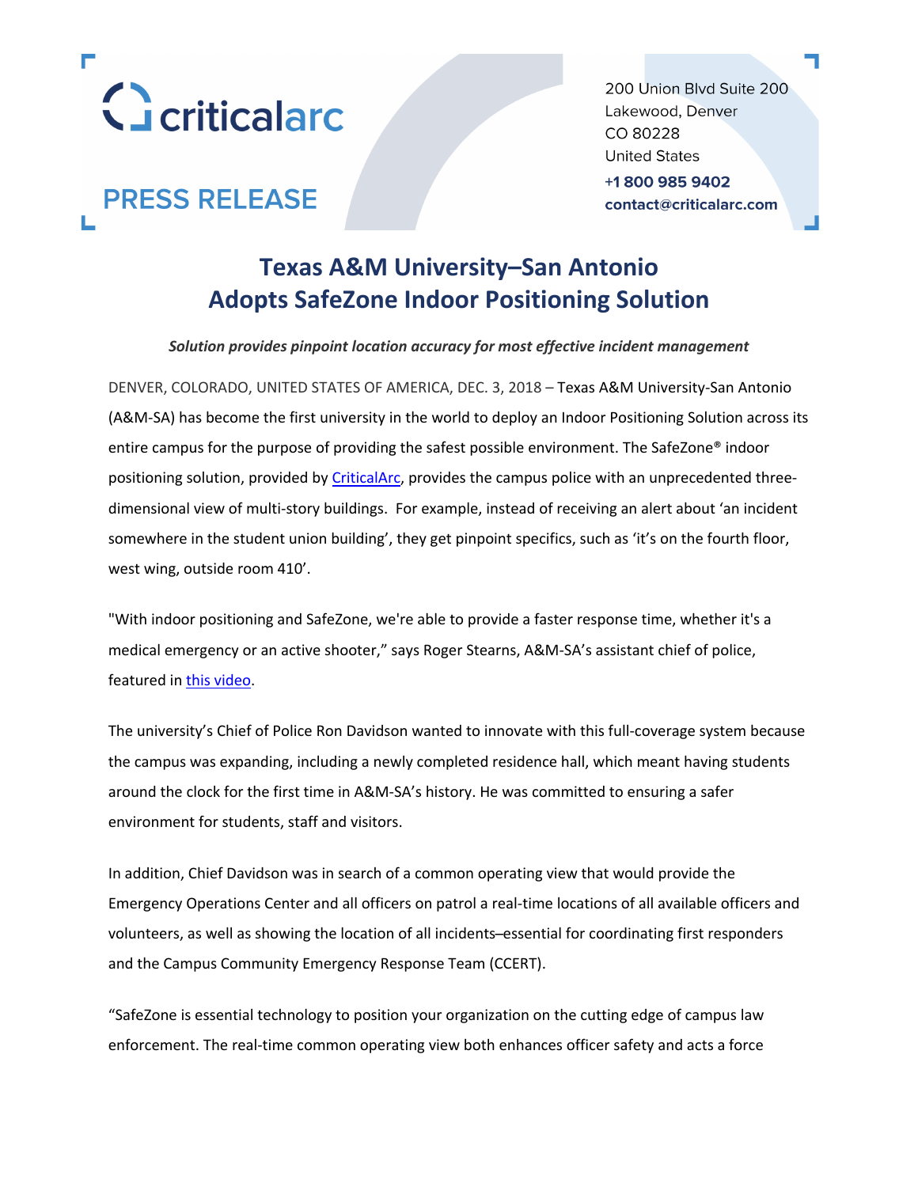criticalarc

**PRESS RELEASE**

200 Union Blvd Suite 200
Lakewood, Denver
CO 80228
United States
+1 800 985 9402
contact@criticalarc.com

# Texas A&M University–San Antonio Adopts SafeZone Indoor Positioning Solution

***Solution provides pinpoint location accuracy for most effective incident management***

DENVER, COLORADO, UNITED STATES OF AMERICA, DEC. 3, 2018 – Texas A&M University-San Antonio (A&M-SA) has become the first university in the world to deploy an Indoor Positioning Solution across its entire campus for the purpose of providing the safest possible environment. The SafeZone® indoor positioning solution, provided by CriticalArc, provides the campus police with an unprecedented three-dimensional view of multi-story buildings. For example, instead of receiving an alert about 'an incident somewhere in the student union building', they get pinpoint specifics, such as 'it's on the fourth floor, west wing, outside room 410'.

"With indoor positioning and SafeZone, we're able to provide a faster response time, whether it's a medical emergency or an active shooter," says Roger Stearns, A&M-SA's assistant chief of police, featured in this video.

The university's Chief of Police Ron Davidson wanted to innovate with this full-coverage system because the campus was expanding, including a newly completed residence hall, which meant having students around the clock for the first time in A&M-SA's history. He was committed to ensuring a safer environment for students, staff and visitors.

In addition, Chief Davidson was in search of a common operating view that would provide the Emergency Operations Center and all officers on patrol a real-time locations of all available officers and volunteers, as well as showing the location of all incidents–essential for coordinating first responders and the Campus Community Emergency Response Team (CCERT).

"SafeZone is essential technology to position your organization on the cutting edge of campus law enforcement. The real-time common operating view both enhances officer safety and acts a force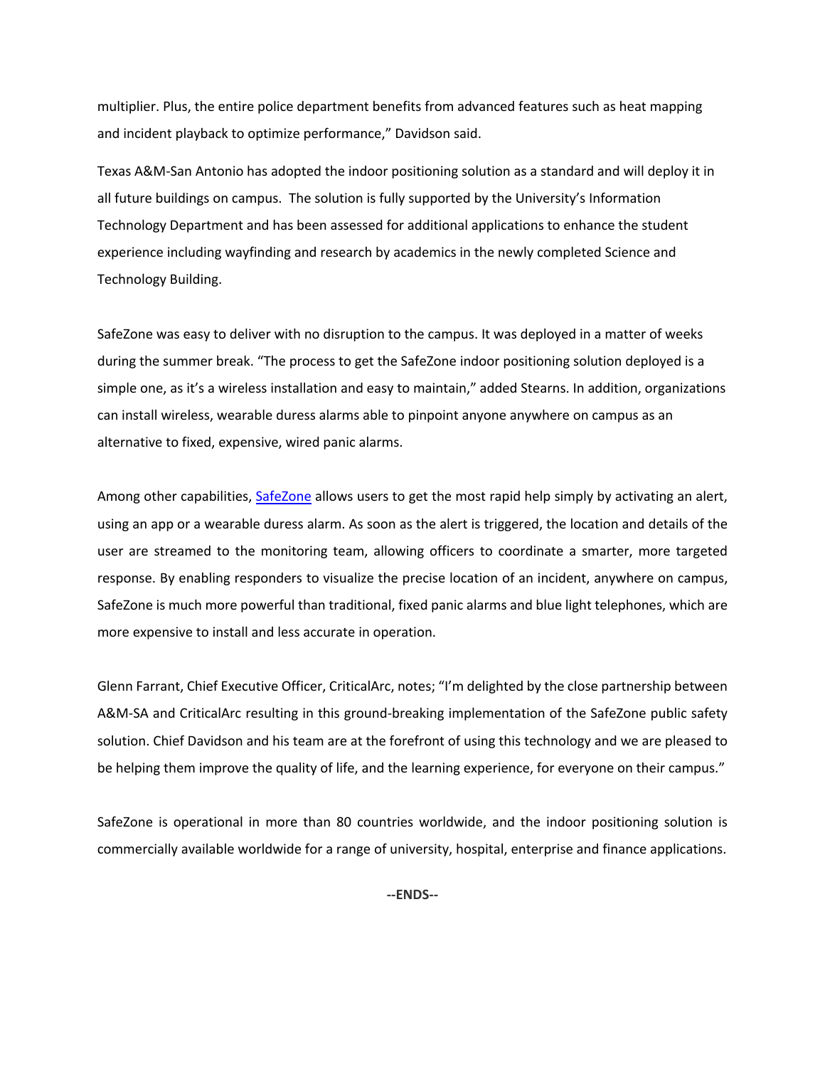multiplier. Plus, the entire police department benefits from advanced features such as heat mapping and incident playback to optimize performance," Davidson said.

Texas A&M-San Antonio has adopted the indoor positioning solution as a standard and will deploy it in all future buildings on campus. The solution is fully supported by the University's Information Technology Department and has been assessed for additional applications to enhance the student experience including wayfinding and research by academics in the newly completed Science and Technology Building.

SafeZone was easy to deliver with no disruption to the campus. It was deployed in a matter of weeks during the summer break. "The process to get the SafeZone indoor positioning solution deployed is a simple one, as it's a wireless installation and easy to maintain," added Stearns. In addition, organizations can install wireless, wearable duress alarms able to pinpoint anyone anywhere on campus as an alternative to fixed, expensive, wired panic alarms.

Among other capabilities, SafeZone allows users to get the most rapid help simply by activating an alert, using an app or a wearable duress alarm. As soon as the alert is triggered, the location and details of the user are streamed to the monitoring team, allowing officers to coordinate a smarter, more targeted response. By enabling responders to visualize the precise location of an incident, anywhere on campus, SafeZone is much more powerful than traditional, fixed panic alarms and blue light telephones, which are more expensive to install and less accurate in operation.

Glenn Farrant, Chief Executive Officer, CriticalArc, notes; "I'm delighted by the close partnership between A&M-SA and CriticalArc resulting in this ground-breaking implementation of the SafeZone public safety solution. Chief Davidson and his team are at the forefront of using this technology and we are pleased to be helping them improve the quality of life, and the learning experience, for everyone on their campus."

SafeZone is operational in more than 80 countries worldwide, and the indoor positioning solution is commercially available worldwide for a range of university, hospital, enterprise and finance applications.

**--ENDS--**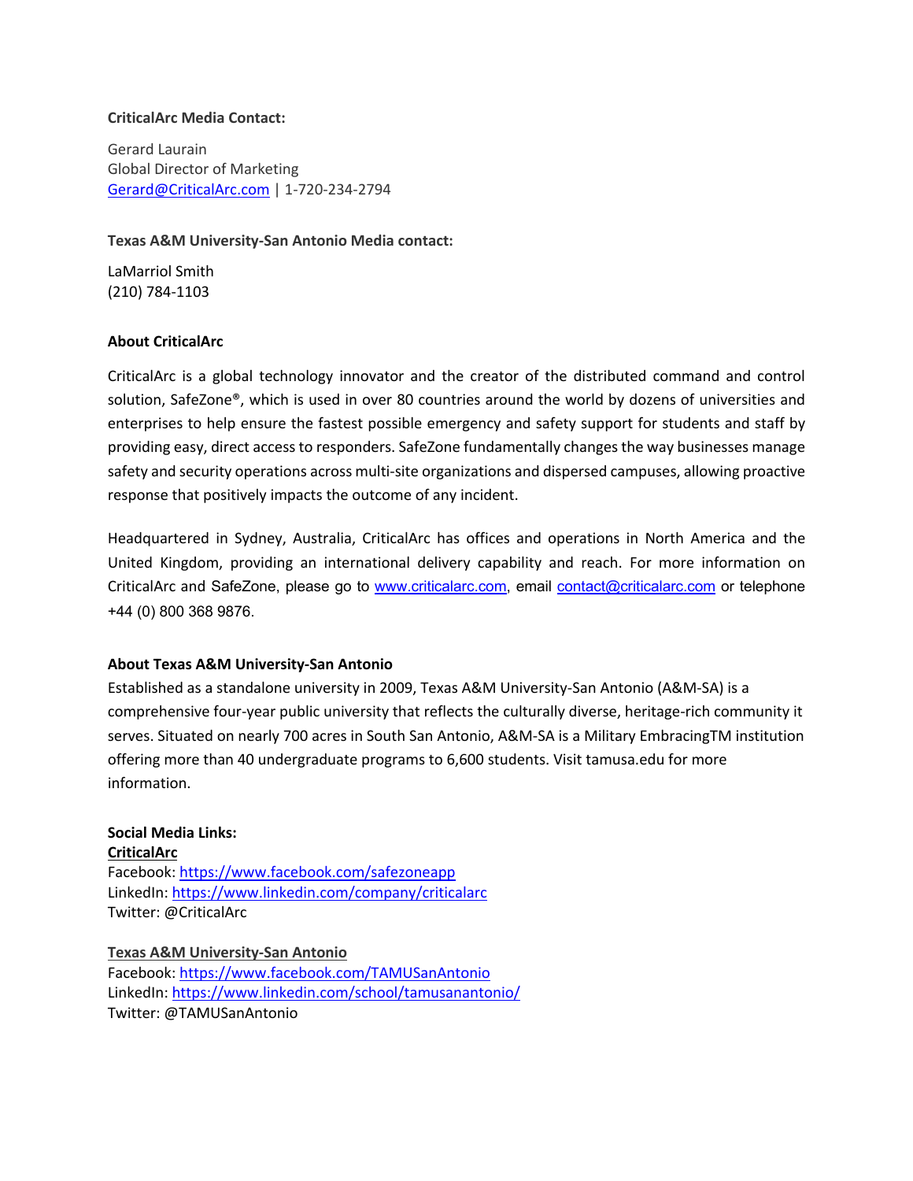**CriticalArc Media Contact:**

Gerard Laurain
Global Director of Marketing
Gerard@CriticalArc.com | 1-720-234-2794

**Texas A&M University-San Antonio Media contact:**

LaMarriol Smith
(210) 784-1103

**About CriticalArc**

CriticalArc is a global technology innovator and the creator of the distributed command and control solution, SafeZone®, which is used in over 80 countries around the world by dozens of universities and enterprises to help ensure the fastest possible emergency and safety support for students and staff by providing easy, direct access to responders. SafeZone fundamentally changes the way businesses manage safety and security operations across multi-site organizations and dispersed campuses, allowing proactive response that positively impacts the outcome of any incident.

Headquartered in Sydney, Australia, CriticalArc has offices and operations in North America and the United Kingdom, providing an international delivery capability and reach. For more information on CriticalArc and SafeZone, please go to www.criticalarc.com, email contact@criticalarc.com or telephone +44 (0) 800 368 9876.

**About Texas A&M University-San Antonio**

Established as a standalone university in 2009, Texas A&M University-San Antonio (A&M-SA) is a comprehensive four-year public university that reflects the culturally diverse, heritage-rich community it serves. Situated on nearly 700 acres in South San Antonio, A&M-SA is a Military EmbracingTM institution offering more than 40 undergraduate programs to 6,600 students. Visit tamusa.edu for more information.

**Social Media Links:**

**CriticalArc**
Facebook: https://www.facebook.com/safezoneapp
LinkedIn: https://www.linkedin.com/company/criticalarc
Twitter: @CriticalArc

**Texas A&M University-San Antonio**
Facebook: https://www.facebook.com/TAMUSanAntonio
LinkedIn: https://www.linkedin.com/school/tamusanantonio/
Twitter: @TAMUSanAntonio